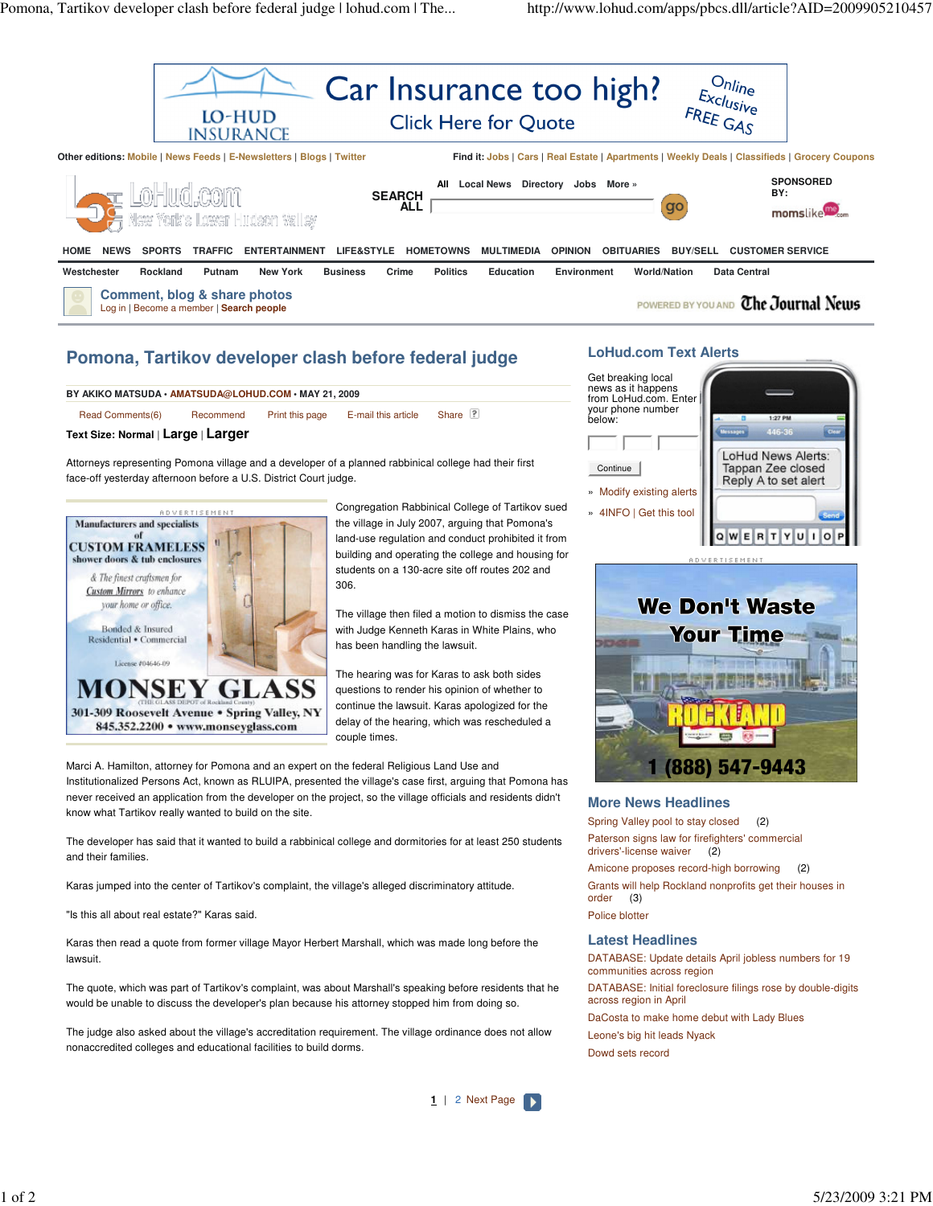# Pomona, Tartikov developer clash before federal judge

**BY AKIKO MATSUDA • AMATSUDA@LOHUD.COM • MAY 21, 2009**

Attorneys representing Pomona village and a developer of a planned rabbinical college had their first face-off yesterday afternoon before a U.S. District Court judge.

Congregation Rabbinical College of Tartikov sued the village in July 2007, arguing that Pomona's land-use regulation and conduct prohibited it from building and operating the college and housing for students on a 130-acre site off routes 202 and 306.

The village then filed a motion to dismiss the case with Judge Kenneth Karas in White Plains, who has been handling the lawsuit.

The hearing was for Karas to ask both sides questions to render his opinion of whether to continue the lawsuit. Karas apologized for the delay of the hearing, which was rescheduled a couple times.

Marci A. Hamilton, attorney for Pomona and an expert on the federal Religious Land Use and Institutionalized Persons Act, known as RLUIPA, presented the village's case first, arguing that Pomona has never received an application from the developer on the project, so the village officials and residents didn't know what Tartikov really wanted to build on the site.

The developer has said that it wanted to build a rabbinical college and dormitories for at least 250 students and their families.

Karas jumped into the center of Tartikov's complaint, the village's alleged discriminatory attitude.

"Is this all about real estate?" Karas said.

Karas then read a quote from former village Mayor Herbert Marshall, which was made long before the lawsuit.

The quote, which was part of Tartikov's complaint, was about Marshall's speaking before residents that he would be unable to discuss the developer's plan because his attorney stopped him from doing so.

The judge also asked about the village's accreditation requirement. The village ordinance does not allow nonaccredited colleges and educational facilities to build dorms.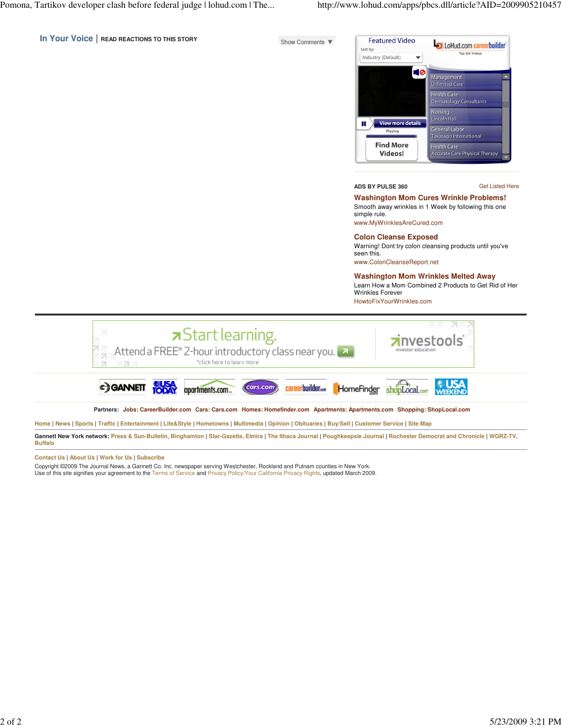## In Your Voice | READ REACTIONS TO THIS STORY

Show Comments

Featured Video

Sort by:
Industry (Default)

View more details

Playing

Find More Videos!

Management
Unlimited Care

Health Care
Dermatology Consultants

Nursing
Lincoln Hall

General Labor
Takasago International

Health Care
Accurate Care Physical Therapy

ADS BY PULSE 360 Get Listed Here

**Washington Mom Cures Wrinkle Problems!**
Smooth away wrinkles in 1 Week by following this one simple rule.
www.MyWrinklesAreCured.com

**Colon Cleanse Exposed**
Warning! Dont try colon cleansing products until you've seen this.
www.ColonCleanseReport.net

**Washington Mom Wrinkles Melted Away**
Learn How a Mom Combined 2 Products to Get Rid of Her Wrinkles Forever
HowtoFixYourWrinkles.com

Start learning.
Attend a FREE* 2-hour introductory class near you.
*click here to learn more
investools investor education

**Partners: Jobs: CareerBuilder.com Cars: Cars.com Homes: Homefinder.com Apartments: Apartments.com Shopping: ShopLocal.com**

Home | News | Sports | Traffic | Entertainment | Life&Style | Hometowns | Multimedia | Opinion | Obituaries | Buy/Sell | Customer Service | Site Map

**Gannett New York network:** Press & Sun-Bulletin, Binghamton | Star-Gazette, Elmira | The Ithaca Journal | Poughkeepsie Journal | Rochester Democrat and Chronicle | WGRZ-TV, Buffalo

Contact Us | About Us | Work for Us | Subscribe

Copyright ©2009 The Journal News, a Gannett Co. Inc. newspaper serving Westchester, Rockland and Putnam counties in New York.
Use of this site signifies your agreement to the Terms of Service and Privacy Policy/Your California Privacy Rights, updated March 2009.